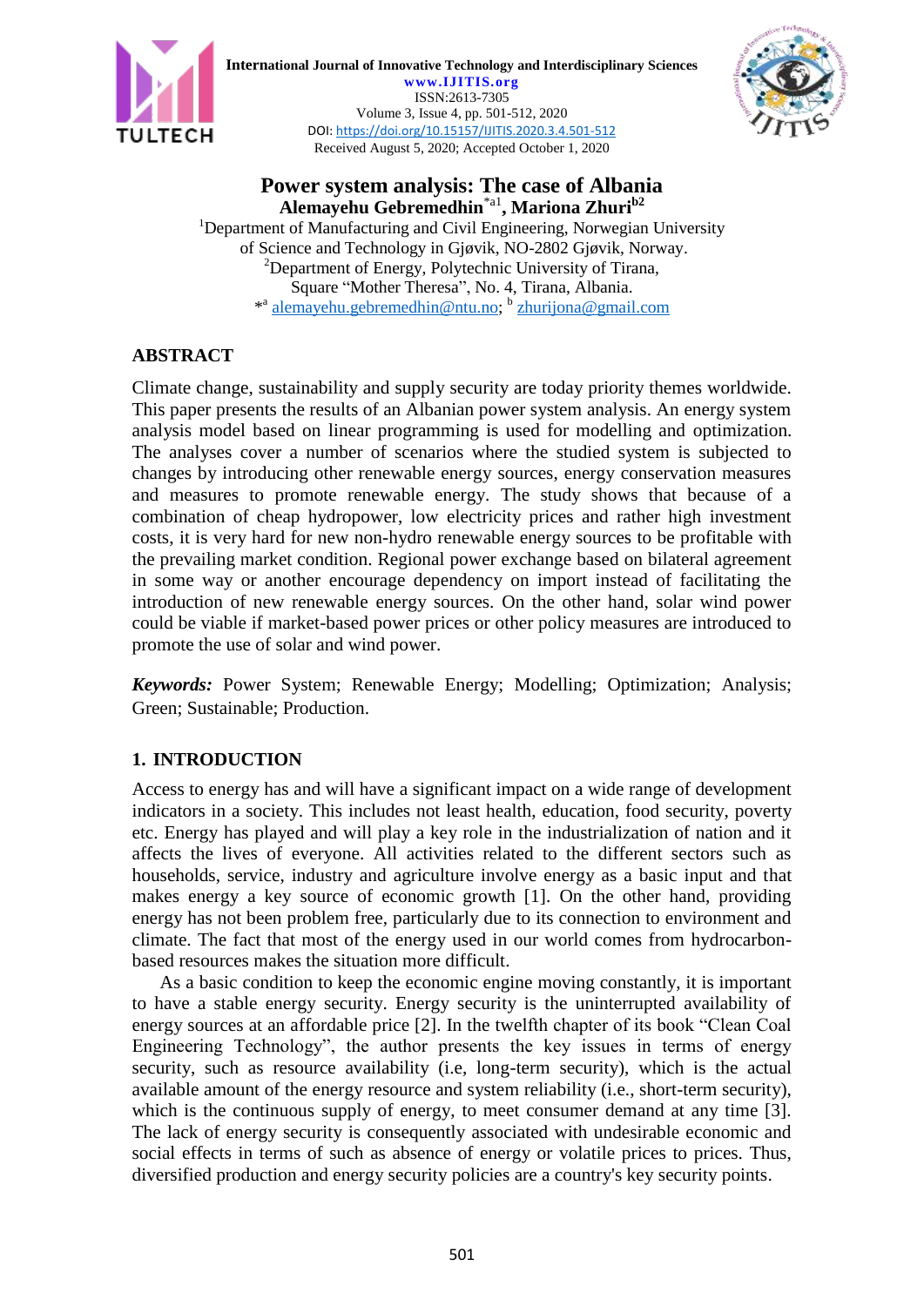# Power system analysis: The case of Albania

**Alemayehu Gebremedhin**[*a1], **Mariona Zhuri**[b2]

[1]Department of Manufacturing and Civil Engineering, Norwegian University of Science and Technology in Gjøvik, NO-2802 Gjøvik, Norway.

[2]Department of Energy, Polytechnic University of Tirana, Square "Mother Theresa", No. 4, Tirana, Albania.

[*a] alemayehu.gebremedhin@ntu.no; [b] zhurijona@gmail.com

## ABSTRACT

Climate change, sustainability and supply security are today priority themes worldwide. This paper presents the results of an Albanian power system analysis. An energy system analysis model based on linear programming is used for modelling and optimization. The analyses cover a number of scenarios where the studied system is subjected to changes by introducing other renewable energy sources, energy conservation measures and measures to promote renewable energy. The study shows that because of a combination of cheap hydropower, low electricity prices and rather high investment costs, it is very hard for new non-hydro renewable energy sources to be profitable with the prevailing market condition. Regional power exchange based on bilateral agreement in some way or another encourage dependency on import instead of facilitating the introduction of new renewable energy sources. On the other hand, solar wind power could be viable if market-based power prices or other policy measures are introduced to promote the use of solar and wind power.

***Keywords:*** Power System; Renewable Energy; Modelling; Optimization; Analysis; Green; Sustainable; Production.

## 1. INTRODUCTION

Access to energy has and will have a significant impact on a wide range of development indicators in a society. This includes not least health, education, food security, poverty etc. Energy has played and will play a key role in the industrialization of nation and it affects the lives of everyone. All activities related to the different sectors such as households, service, industry and agriculture involve energy as a basic input and that makes energy a key source of economic growth [1]. On the other hand, providing energy has not been problem free, particularly due to its connection to environment and climate. The fact that most of the energy used in our world comes from hydrocarbon-based resources makes the situation more difficult.

As a basic condition to keep the economic engine moving constantly, it is important to have a stable energy security. Energy security is the uninterrupted availability of energy sources at an affordable price [2]. In the twelfth chapter of its book "Clean Coal Engineering Technology", the author presents the key issues in terms of energy security, such as resource availability (i.e, long-term security), which is the actual available amount of the energy resource and system reliability (i.e., short-term security), which is the continuous supply of energy, to meet consumer demand at any time [3]. The lack of energy security is consequently associated with undesirable economic and social effects in terms of such as absence of energy or volatile prices to prices. Thus, diversified production and energy security policies are a country's key security points.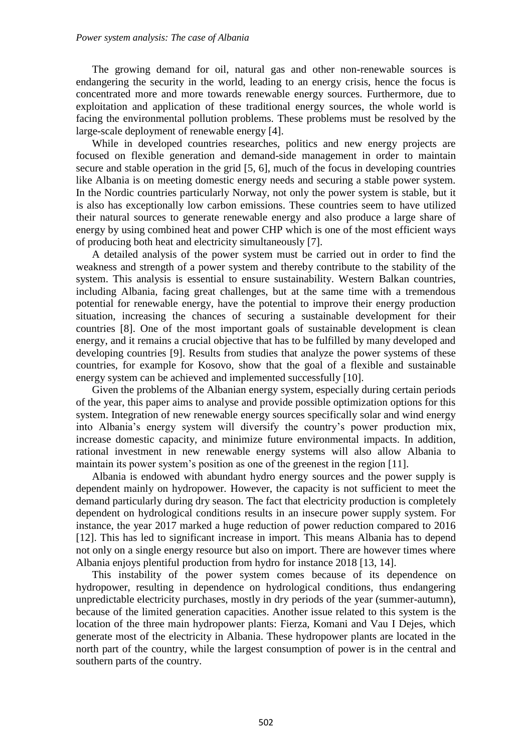The growing demand for oil, natural gas and other non-renewable sources is endangering the security in the world, leading to an energy crisis, hence the focus is concentrated more and more towards renewable energy sources. Furthermore, due to exploitation and application of these traditional energy sources, the whole world is facing the environmental pollution problems. These problems must be resolved by the large-scale deployment of renewable energy [4].

While in developed countries researches, politics and new energy projects are focused on flexible generation and demand-side management in order to maintain secure and stable operation in the grid [5, 6], much of the focus in developing countries like Albania is on meeting domestic energy needs and securing a stable power system. In the Nordic countries particularly Norway, not only the power system is stable, but it is also has exceptionally low carbon emissions. These countries seem to have utilized their natural sources to generate renewable energy and also produce a large share of energy by using combined heat and power CHP which is one of the most efficient ways of producing both heat and electricity simultaneously [7].

A detailed analysis of the power system must be carried out in order to find the weakness and strength of a power system and thereby contribute to the stability of the system. This analysis is essential to ensure sustainability. Western Balkan countries, including Albania, facing great challenges, but at the same time with a tremendous potential for renewable energy, have the potential to improve their energy production situation, increasing the chances of securing a sustainable development for their countries [8]. One of the most important goals of sustainable development is clean energy, and it remains a crucial objective that has to be fulfilled by many developed and developing countries [9]. Results from studies that analyze the power systems of these countries, for example for Kosovo, show that the goal of a flexible and sustainable energy system can be achieved and implemented successfully [10].

Given the problems of the Albanian energy system, especially during certain periods of the year, this paper aims to analyse and provide possible optimization options for this system. Integration of new renewable energy sources specifically solar and wind energy into Albania's energy system will diversify the country's power production mix, increase domestic capacity, and minimize future environmental impacts. In addition, rational investment in new renewable energy systems will also allow Albania to maintain its power system's position as one of the greenest in the region [11].

Albania is endowed with abundant hydro energy sources and the power supply is dependent mainly on hydropower. However, the capacity is not sufficient to meet the demand particularly during dry season. The fact that electricity production is completely dependent on hydrological conditions results in an insecure power supply system. For instance, the year 2017 marked a huge reduction of power reduction compared to 2016 [12]. This has led to significant increase in import. This means Albania has to depend not only on a single energy resource but also on import. There are however times where Albania enjoys plentiful production from hydro for instance 2018 [13, 14].

This instability of the power system comes because of its dependence on hydropower, resulting in dependence on hydrological conditions, thus endangering unpredictable electricity purchases, mostly in dry periods of the year (summer-autumn), because of the limited generation capacities. Another issue related to this system is the location of the three main hydropower plants: Fierza, Komani and Vau I Dejes, which generate most of the electricity in Albania. These hydropower plants are located in the north part of the country, while the largest consumption of power is in the central and southern parts of the country.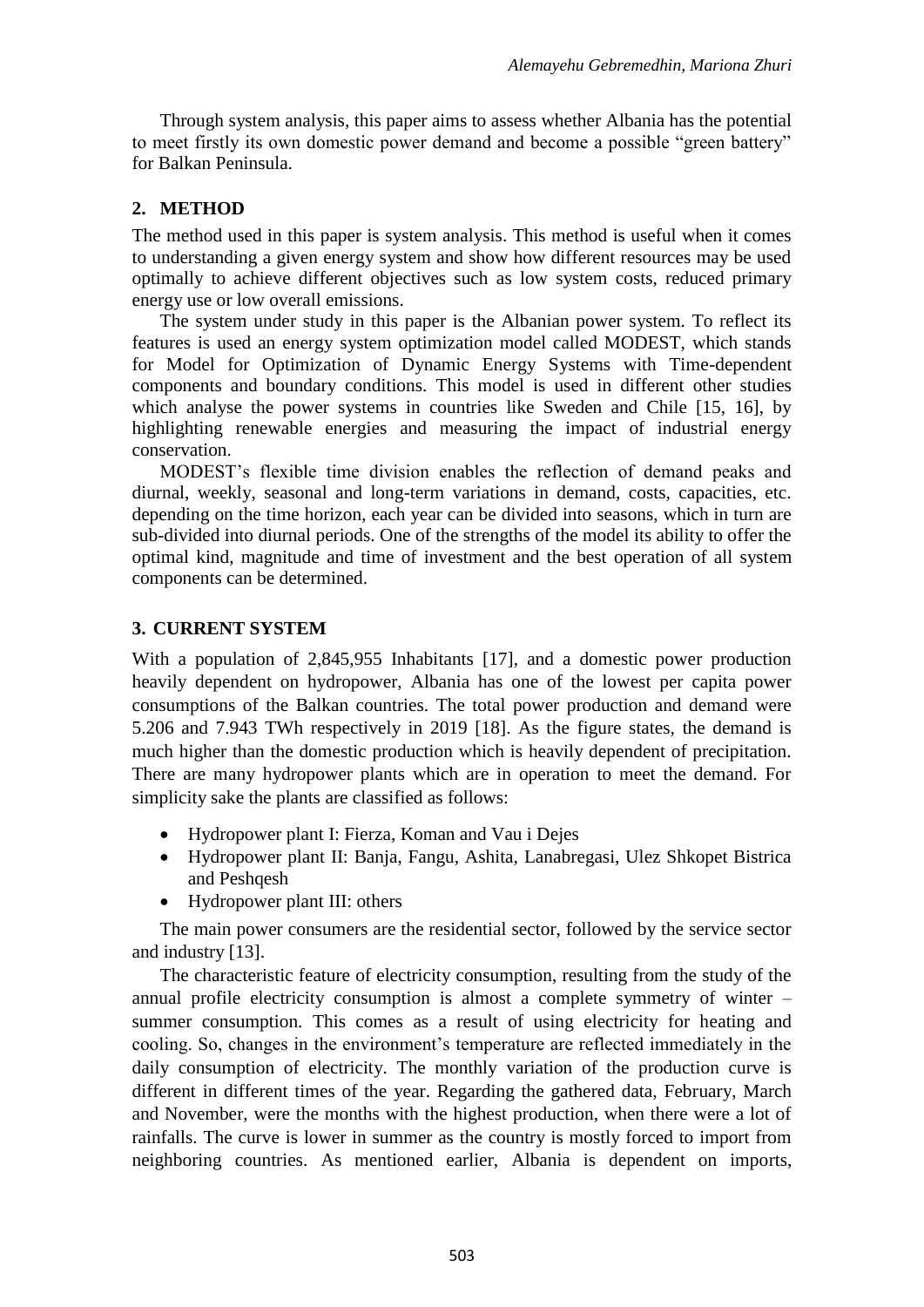Through system analysis, this paper aims to assess whether Albania has the potential to meet firstly its own domestic power demand and become a possible "green battery" for Balkan Peninsula.

## 2. METHOD

The method used in this paper is system analysis. This method is useful when it comes to understanding a given energy system and show how different resources may be used optimally to achieve different objectives such as low system costs, reduced primary energy use or low overall emissions.

The system under study in this paper is the Albanian power system. To reflect its features is used an energy system optimization model called MODEST, which stands for Model for Optimization of Dynamic Energy Systems with Time-dependent components and boundary conditions. This model is used in different other studies which analyse the power systems in countries like Sweden and Chile [15, 16], by highlighting renewable energies and measuring the impact of industrial energy conservation.

MODEST's flexible time division enables the reflection of demand peaks and diurnal, weekly, seasonal and long-term variations in demand, costs, capacities, etc. depending on the time horizon, each year can be divided into seasons, which in turn are sub-divided into diurnal periods. One of the strengths of the model its ability to offer the optimal kind, magnitude and time of investment and the best operation of all system components can be determined.

## 3. CURRENT SYSTEM

With a population of 2,845,955 Inhabitants [17], and a domestic power production heavily dependent on hydropower, Albania has one of the lowest per capita power consumptions of the Balkan countries. The total power production and demand were 5.206 and 7.943 TWh respectively in 2019 [18]. As the figure states, the demand is much higher than the domestic production which is heavily dependent of precipitation. There are many hydropower plants which are in operation to meet the demand. For simplicity sake the plants are classified as follows:

- Hydropower plant I: Fierza, Koman and Vau i Dejes
- Hydropower plant II: Banja, Fangu, Ashita, Lanabregasi, Ulez Shkopet Bistrica and Peshqesh
- Hydropower plant III: others

The main power consumers are the residential sector, followed by the service sector and industry [13].

The characteristic feature of electricity consumption, resulting from the study of the annual profile electricity consumption is almost a complete symmetry of winter – summer consumption. This comes as a result of using electricity for heating and cooling. So, changes in the environment's temperature are reflected immediately in the daily consumption of electricity. The monthly variation of the production curve is different in different times of the year. Regarding the gathered data, February, March and November, were the months with the highest production, when there were a lot of rainfalls. The curve is lower in summer as the country is mostly forced to import from neighboring countries. As mentioned earlier, Albania is dependent on imports,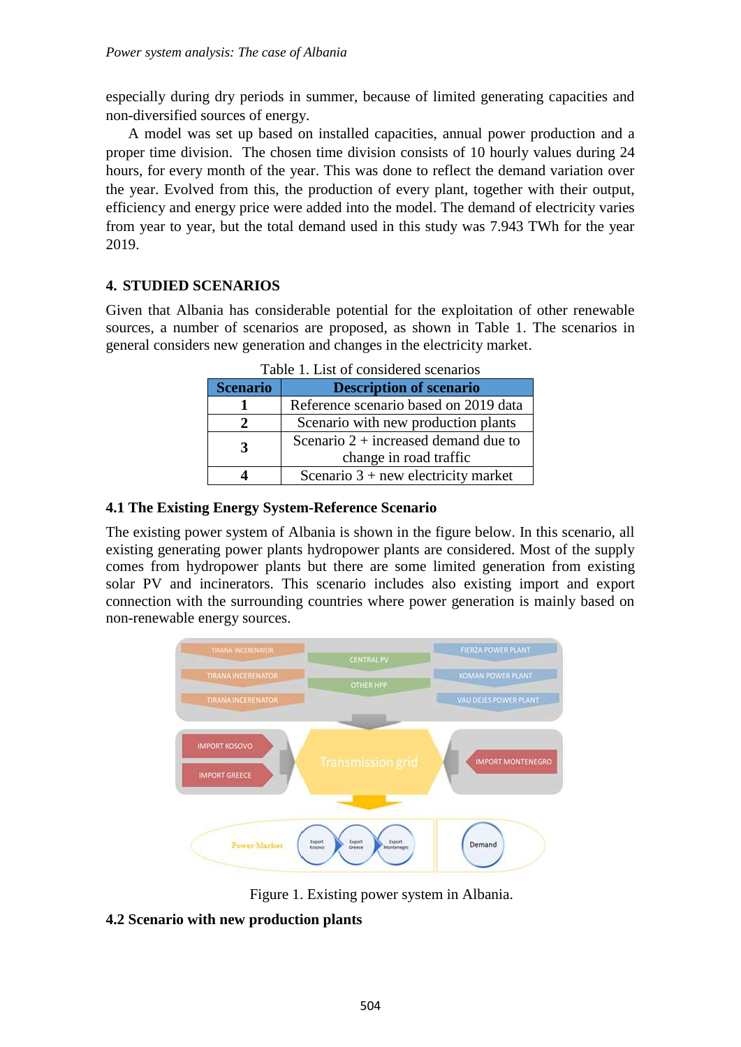especially during dry periods in summer, because of limited generating capacities and non-diversified sources of energy.

A model was set up based on installed capacities, annual power production and a proper time division. The chosen time division consists of 10 hourly values during 24 hours, for every month of the year. This was done to reflect the demand variation over the year. Evolved from this, the production of every plant, together with their output, efficiency and energy price were added into the model. The demand of electricity varies from year to year, but the total demand used in this study was 7.943 TWh for the year 2019.

## 4. STUDIED SCENARIOS

Given that Albania has considerable potential for the exploitation of other renewable sources, a number of scenarios are proposed, as shown in Table 1. The scenarios in general considers new generation and changes in the electricity market.

Table 1. List of considered scenarios

| Scenario | Description of scenario |
|---|---|
| 1 | Reference scenario based on 2019 data |
| 2 | Scenario with new production plants |
| 3 | Scenario 2 + increased demand due to change in road traffic |
| 4 | Scenario 3 + new electricity market |

### 4.1 The Existing Energy System-Reference Scenario

The existing power system of Albania is shown in the figure below. In this scenario, all existing generating power plants hydropower plants are considered. Most of the supply comes from hydropower plants but there are some limited generation from existing solar PV and incinerators. This scenario includes also existing import and export connection with the surrounding countries where power generation is mainly based on non-renewable energy sources.

Figure 1. Existing power system in Albania.

### 4.2 Scenario with new production plants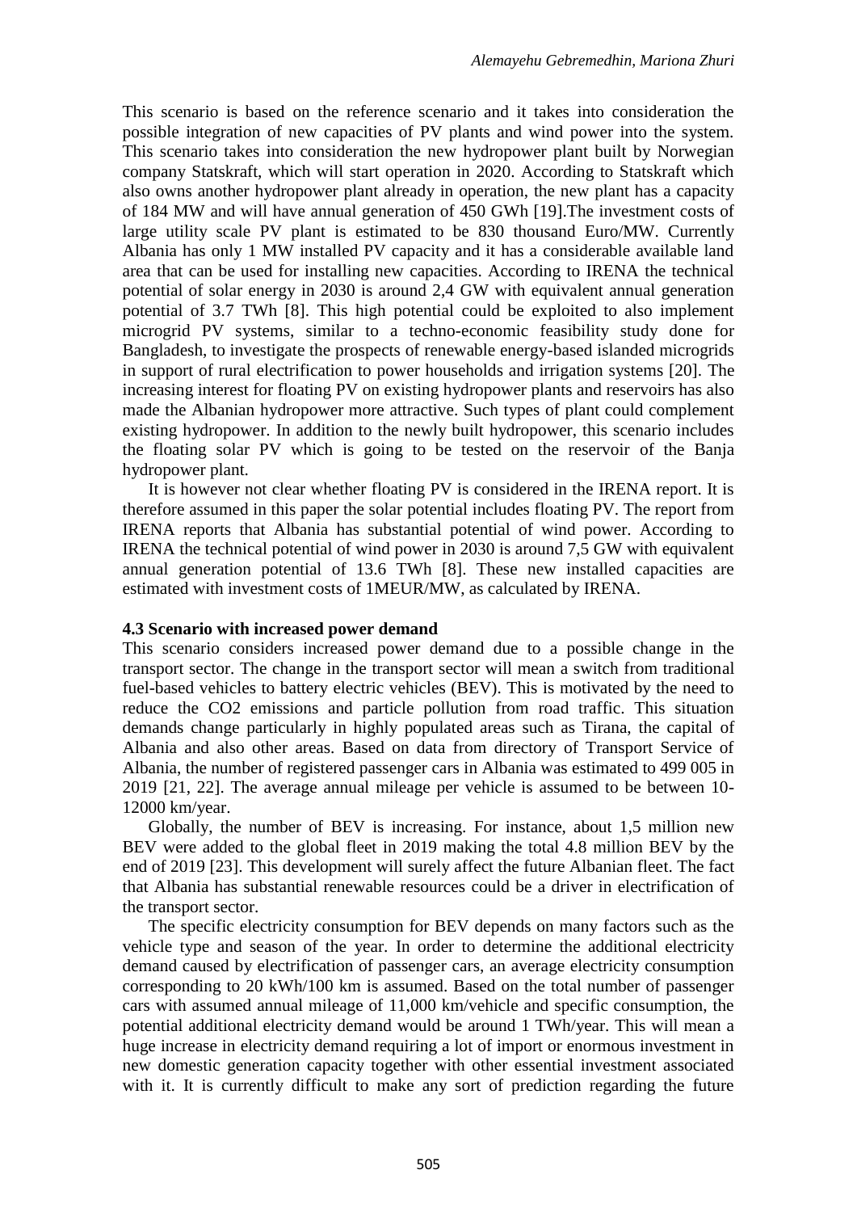This scenario is based on the reference scenario and it takes into consideration the possible integration of new capacities of PV plants and wind power into the system. This scenario takes into consideration the new hydropower plant built by Norwegian company Statskraft, which will start operation in 2020. According to Statskraft which also owns another hydropower plant already in operation, the new plant has a capacity of 184 MW and will have annual generation of 450 GWh [19].The investment costs of large utility scale PV plant is estimated to be 830 thousand Euro/MW. Currently Albania has only 1 MW installed PV capacity and it has a considerable available land area that can be used for installing new capacities. According to IRENA the technical potential of solar energy in 2030 is around 2,4 GW with equivalent annual generation potential of 3.7 TWh [8]. This high potential could be exploited to also implement microgrid PV systems, similar to a techno-economic feasibility study done for Bangladesh, to investigate the prospects of renewable energy-based islanded microgrids in support of rural electrification to power households and irrigation systems [20]. The increasing interest for floating PV on existing hydropower plants and reservoirs has also made the Albanian hydropower more attractive. Such types of plant could complement existing hydropower. In addition to the newly built hydropower, this scenario includes the floating solar PV which is going to be tested on the reservoir of the Banja hydropower plant.

It is however not clear whether floating PV is considered in the IRENA report. It is therefore assumed in this paper the solar potential includes floating PV. The report from IRENA reports that Albania has substantial potential of wind power. According to IRENA the technical potential of wind power in 2030 is around 7,5 GW with equivalent annual generation potential of 13.6 TWh [8]. These new installed capacities are estimated with investment costs of 1MEUR/MW, as calculated by IRENA.

### 4.3 Scenario with increased power demand

This scenario considers increased power demand due to a possible change in the transport sector. The change in the transport sector will mean a switch from traditional fuel-based vehicles to battery electric vehicles (BEV). This is motivated by the need to reduce the CO2 emissions and particle pollution from road traffic. This situation demands change particularly in highly populated areas such as Tirana, the capital of Albania and also other areas. Based on data from directory of Transport Service of Albania, the number of registered passenger cars in Albania was estimated to 499 005 in 2019 [21, 22]. The average annual mileage per vehicle is assumed to be between 10-12000 km/year.

Globally, the number of BEV is increasing. For instance, about 1,5 million new BEV were added to the global fleet in 2019 making the total 4.8 million BEV by the end of 2019 [23]. This development will surely affect the future Albanian fleet. The fact that Albania has substantial renewable resources could be a driver in electrification of the transport sector.

The specific electricity consumption for BEV depends on many factors such as the vehicle type and season of the year. In order to determine the additional electricity demand caused by electrification of passenger cars, an average electricity consumption corresponding to 20 kWh/100 km is assumed. Based on the total number of passenger cars with assumed annual mileage of 11,000 km/vehicle and specific consumption, the potential additional electricity demand would be around 1 TWh/year. This will mean a huge increase in electricity demand requiring a lot of import or enormous investment in new domestic generation capacity together with other essential investment associated with it. It is currently difficult to make any sort of prediction regarding the future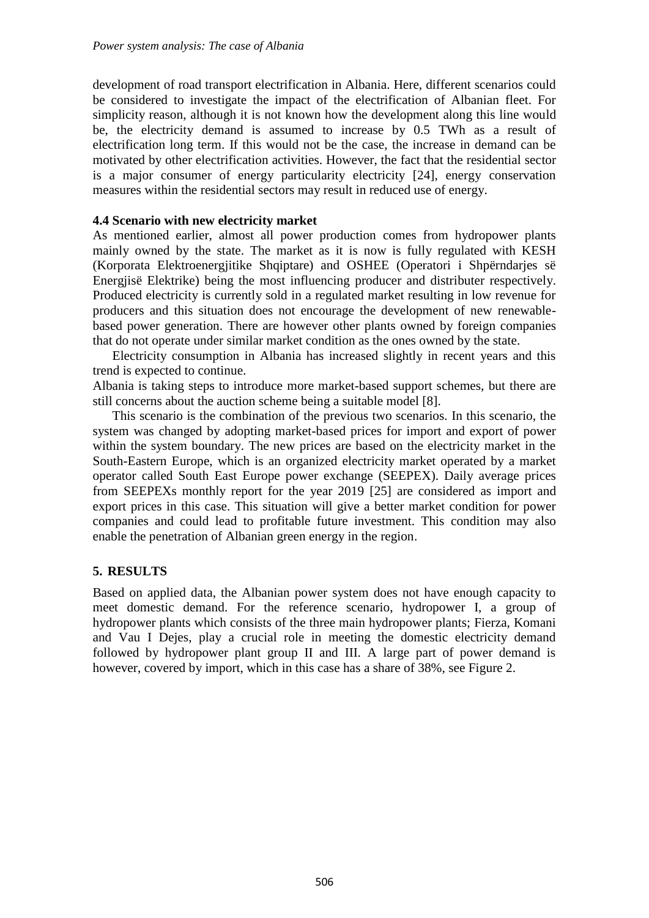development of road transport electrification in Albania. Here, different scenarios could be considered to investigate the impact of the electrification of Albanian fleet. For simplicity reason, although it is not known how the development along this line would be, the electricity demand is assumed to increase by 0.5 TWh as a result of electrification long term. If this would not be the case, the increase in demand can be motivated by other electrification activities. However, the fact that the residential sector is a major consumer of energy particularity electricity [24], energy conservation measures within the residential sectors may result in reduced use of energy.

### 4.4 Scenario with new electricity market

As mentioned earlier, almost all power production comes from hydropower plants mainly owned by the state. The market as it is now is fully regulated with KESH (Korporata Elektroenergjitike Shqiptare) and OSHEE (Operatori i Shpërndarjes së Energjisë Elektrike) being the most influencing producer and distributer respectively. Produced electricity is currently sold in a regulated market resulting in low revenue for producers and this situation does not encourage the development of new renewable-based power generation. There are however other plants owned by foreign companies that do not operate under similar market condition as the ones owned by the state.

Electricity consumption in Albania has increased slightly in recent years and this trend is expected to continue.

Albania is taking steps to introduce more market-based support schemes, but there are still concerns about the auction scheme being a suitable model [8].

This scenario is the combination of the previous two scenarios. In this scenario, the system was changed by adopting market-based prices for import and export of power within the system boundary. The new prices are based on the electricity market in the South-Eastern Europe, which is an organized electricity market operated by a market operator called South East Europe power exchange (SEEPEX). Daily average prices from SEEPEXs monthly report for the year 2019 [25] are considered as import and export prices in this case. This situation will give a better market condition for power companies and could lead to profitable future investment. This condition may also enable the penetration of Albanian green energy in the region.

## 5. RESULTS

Based on applied data, the Albanian power system does not have enough capacity to meet domestic demand. For the reference scenario, hydropower I, a group of hydropower plants which consists of the three main hydropower plants; Fierza, Komani and Vau I Dejes, play a crucial role in meeting the domestic electricity demand followed by hydropower plant group II and III. A large part of power demand is however, covered by import, which in this case has a share of 38%, see Figure 2.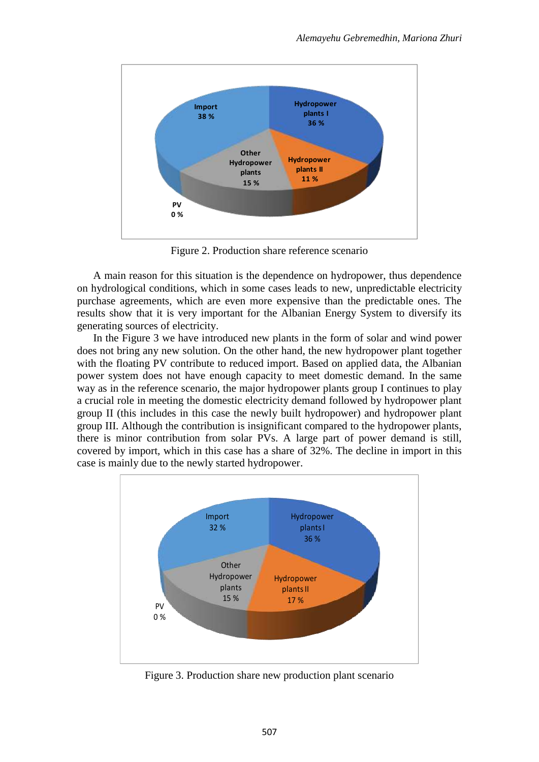Figure 2. Production share reference scenario

A main reason for this situation is the dependence on hydropower, thus dependence on hydrological conditions, which in some cases leads to new, unpredictable electricity purchase agreements, which are even more expensive than the predictable ones. The results show that it is very important for the Albanian Energy System to diversify its generating sources of electricity.

In the Figure 3 we have introduced new plants in the form of solar and wind power does not bring any new solution. On the other hand, the new hydropower plant together with the floating PV contribute to reduced import. Based on applied data, the Albanian power system does not have enough capacity to meet domestic demand. In the same way as in the reference scenario, the major hydropower plants group I continues to play a crucial role in meeting the domestic electricity demand followed by hydropower plant group II (this includes in this case the newly built hydropower) and hydropower plant group III. Although the contribution is insignificant compared to the hydropower plants, there is minor contribution from solar PVs. A large part of power demand is still, covered by import, which in this case has a share of 32%. The decline in import in this case is mainly due to the newly started hydropower.

Figure 3. Production share new production plant scenario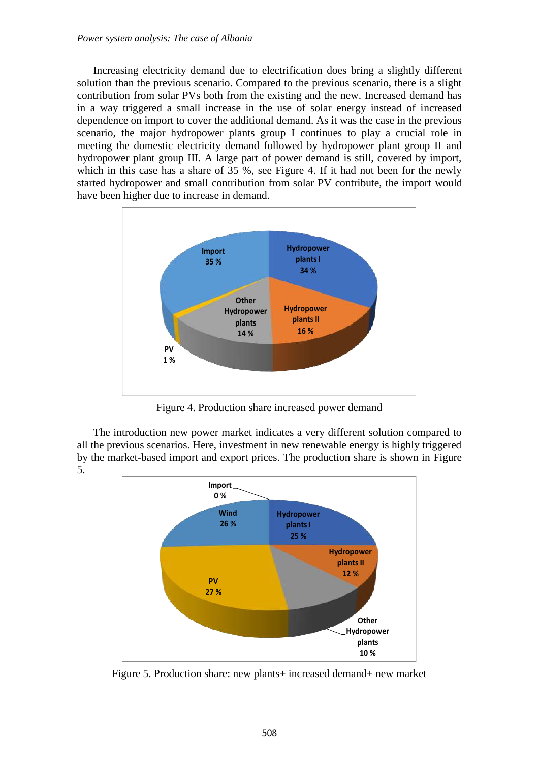Increasing electricity demand due to electrification does bring a slightly different solution than the previous scenario. Compared to the previous scenario, there is a slight contribution from solar PVs both from the existing and the new. Increased demand has in a way triggered a small increase in the use of solar energy instead of increased dependence on import to cover the additional demand. As it was the case in the previous scenario, the major hydropower plants group I continues to play a crucial role in meeting the domestic electricity demand followed by hydropower plant group II and hydropower plant group III. A large part of power demand is still, covered by import, which in this case has a share of 35 %, see Figure 4. If it had not been for the newly started hydropower and small contribution from solar PV contribute, the import would have been higher due to increase in demand.

Figure 4. Production share increased power demand

The introduction new power market indicates a very different solution compared to all the previous scenarios. Here, investment in new renewable energy is highly triggered by the market-based import and export prices. The production share is shown in Figure 5.

Figure 5. Production share: new plants+ increased demand+ new market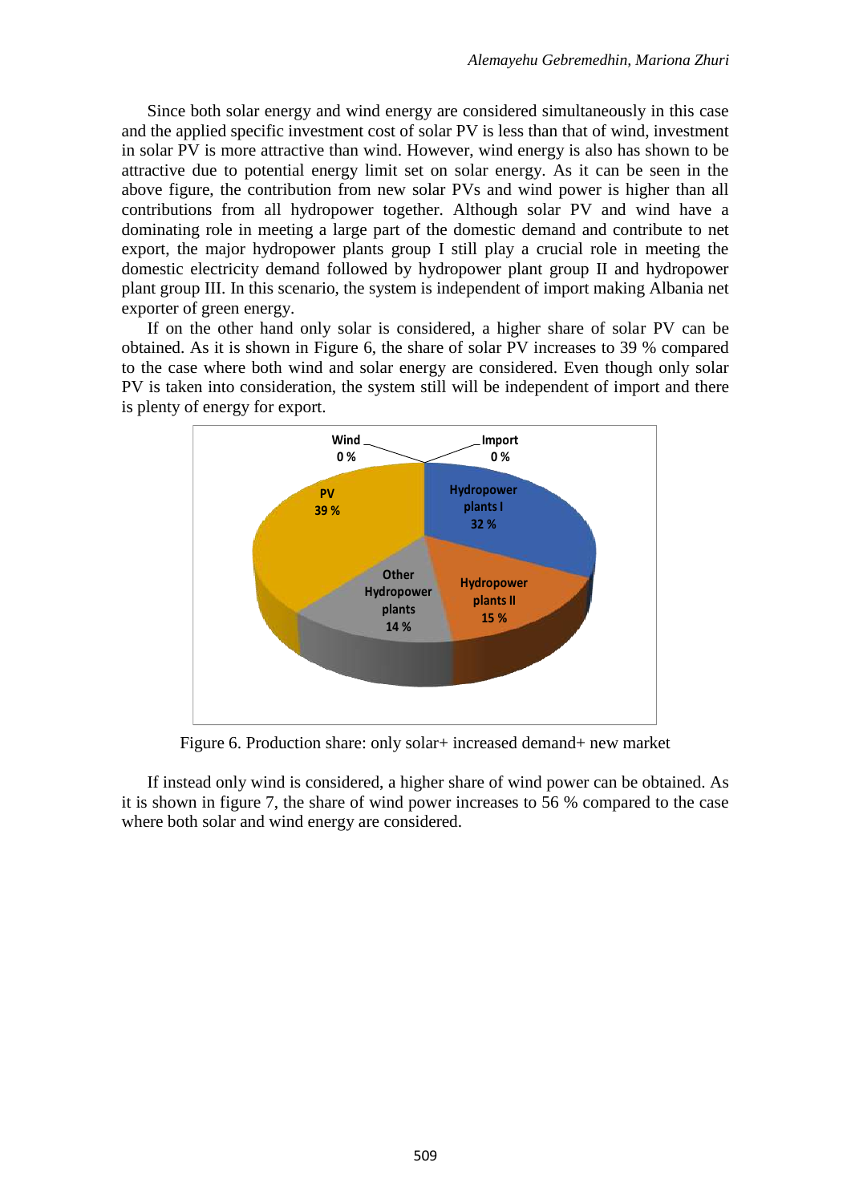Since both solar energy and wind energy are considered simultaneously in this case and the applied specific investment cost of solar PV is less than that of wind, investment in solar PV is more attractive than wind. However, wind energy is also has shown to be attractive due to potential energy limit set on solar energy. As it can be seen in the above figure, the contribution from new solar PVs and wind power is higher than all contributions from all hydropower together. Although solar PV and wind have a dominating role in meeting a large part of the domestic demand and contribute to net export, the major hydropower plants group I still play a crucial role in meeting the domestic electricity demand followed by hydropower plant group II and hydropower plant group III. In this scenario, the system is independent of import making Albania net exporter of green energy.

If on the other hand only solar is considered, a higher share of solar PV can be obtained. As it is shown in Figure 6, the share of solar PV increases to 39 % compared to the case where both wind and solar energy are considered. Even though only solar PV is taken into consideration, the system still will be independent of import and there is plenty of energy for export.

Figure 6. Production share: only solar+ increased demand+ new market

If instead only wind is considered, a higher share of wind power can be obtained. As it is shown in figure 7, the share of wind power increases to 56 % compared to the case where both solar and wind energy are considered.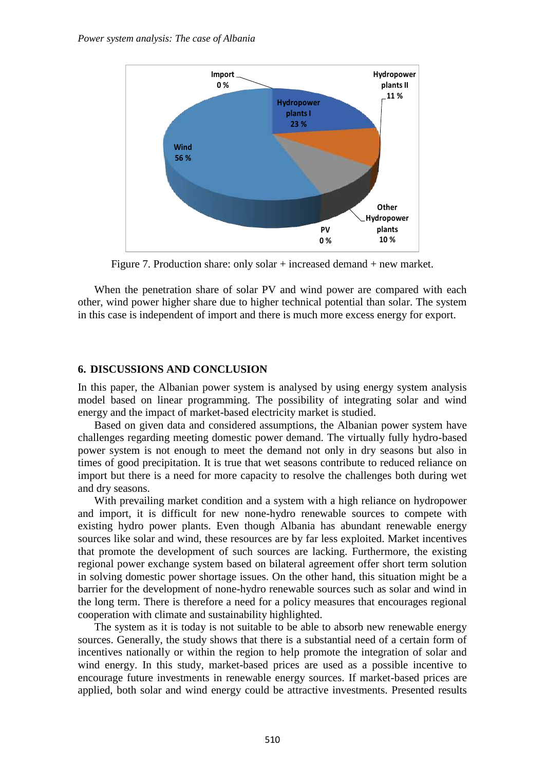Figure 7. Production share: only solar + increased demand + new market.

When the penetration share of solar PV and wind power are compared with each other, wind power higher share due to higher technical potential than solar. The system in this case is independent of import and there is much more excess energy for export.

## 6. DISCUSSIONS AND CONCLUSION

In this paper, the Albanian power system is analysed by using energy system analysis model based on linear programming. The possibility of integrating solar and wind energy and the impact of market-based electricity market is studied.

Based on given data and considered assumptions, the Albanian power system have challenges regarding meeting domestic power demand. The virtually fully hydro-based power system is not enough to meet the demand not only in dry seasons but also in times of good precipitation. It is true that wet seasons contribute to reduced reliance on import but there is a need for more capacity to resolve the challenges both during wet and dry seasons.

With prevailing market condition and a system with a high reliance on hydropower and import, it is difficult for new none-hydro renewable sources to compete with existing hydro power plants. Even though Albania has abundant renewable energy sources like solar and wind, these resources are by far less exploited. Market incentives that promote the development of such sources are lacking. Furthermore, the existing regional power exchange system based on bilateral agreement offer short term solution in solving domestic power shortage issues. On the other hand, this situation might be a barrier for the development of none-hydro renewable sources such as solar and wind in the long term. There is therefore a need for a policy measures that encourages regional cooperation with climate and sustainability highlighted.

The system as it is today is not suitable to be able to absorb new renewable energy sources. Generally, the study shows that there is a substantial need of a certain form of incentives nationally or within the region to help promote the integration of solar and wind energy. In this study, market-based prices are used as a possible incentive to encourage future investments in renewable energy sources. If market-based prices are applied, both solar and wind energy could be attractive investments. Presented results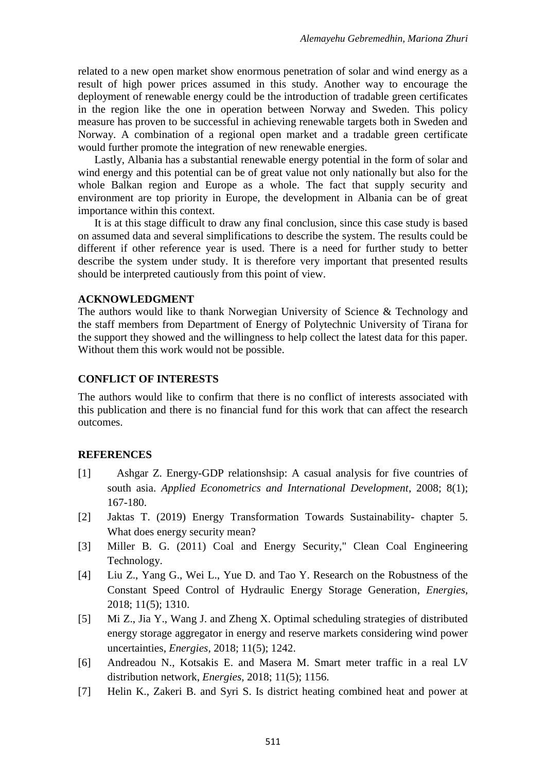related to a new open market show enormous penetration of solar and wind energy as a result of high power prices assumed in this study. Another way to encourage the deployment of renewable energy could be the introduction of tradable green certificates in the region like the one in operation between Norway and Sweden. This policy measure has proven to be successful in achieving renewable targets both in Sweden and Norway. A combination of a regional open market and a tradable green certificate would further promote the integration of new renewable energies.

Lastly, Albania has a substantial renewable energy potential in the form of solar and wind energy and this potential can be of great value not only nationally but also for the whole Balkan region and Europe as a whole. The fact that supply security and environment are top priority in Europe, the development in Albania can be of great importance within this context.

It is at this stage difficult to draw any final conclusion, since this case study is based on assumed data and several simplifications to describe the system. The results could be different if other reference year is used. There is a need for further study to better describe the system under study. It is therefore very important that presented results should be interpreted cautiously from this point of view.

## ACKNOWLEDGMENT

The authors would like to thank Norwegian University of Science & Technology and the staff members from Department of Energy of Polytechnic University of Tirana for the support they showed and the willingness to help collect the latest data for this paper. Without them this work would not be possible.

## CONFLICT OF INTERESTS

The authors would like to confirm that there is no conflict of interests associated with this publication and there is no financial fund for this work that can affect the research outcomes.

## REFERENCES

[1] Ashgar Z. Energy-GDP relationshsip: A casual analysis for five countries of south asia. *Applied Econometrics and International Development*, 2008; 8(1); 167-180.

[2] Jaktas T. (2019) Energy Transformation Towards Sustainability- chapter 5. What does energy security mean?

[3] Miller B. G. (2011) Coal and Energy Security," Clean Coal Engineering Technology.

[4] Liu Z., Yang G., Wei L., Yue D. and Tao Y. Research on the Robustness of the Constant Speed Control of Hydraulic Energy Storage Generation, *Energies*, 2018; 11(5); 1310.

[5] Mi Z., Jia Y., Wang J. and Zheng X. Optimal scheduling strategies of distributed energy storage aggregator in energy and reserve markets considering wind power uncertainties, *Energies*, 2018; 11(5); 1242.

[6] Andreadou N., Kotsakis E. and Masera M. Smart meter traffic in a real LV distribution network, *Energies*, 2018; 11(5); 1156.

[7] Helin K., Zakeri B. and Syri S. Is district heating combined heat and power at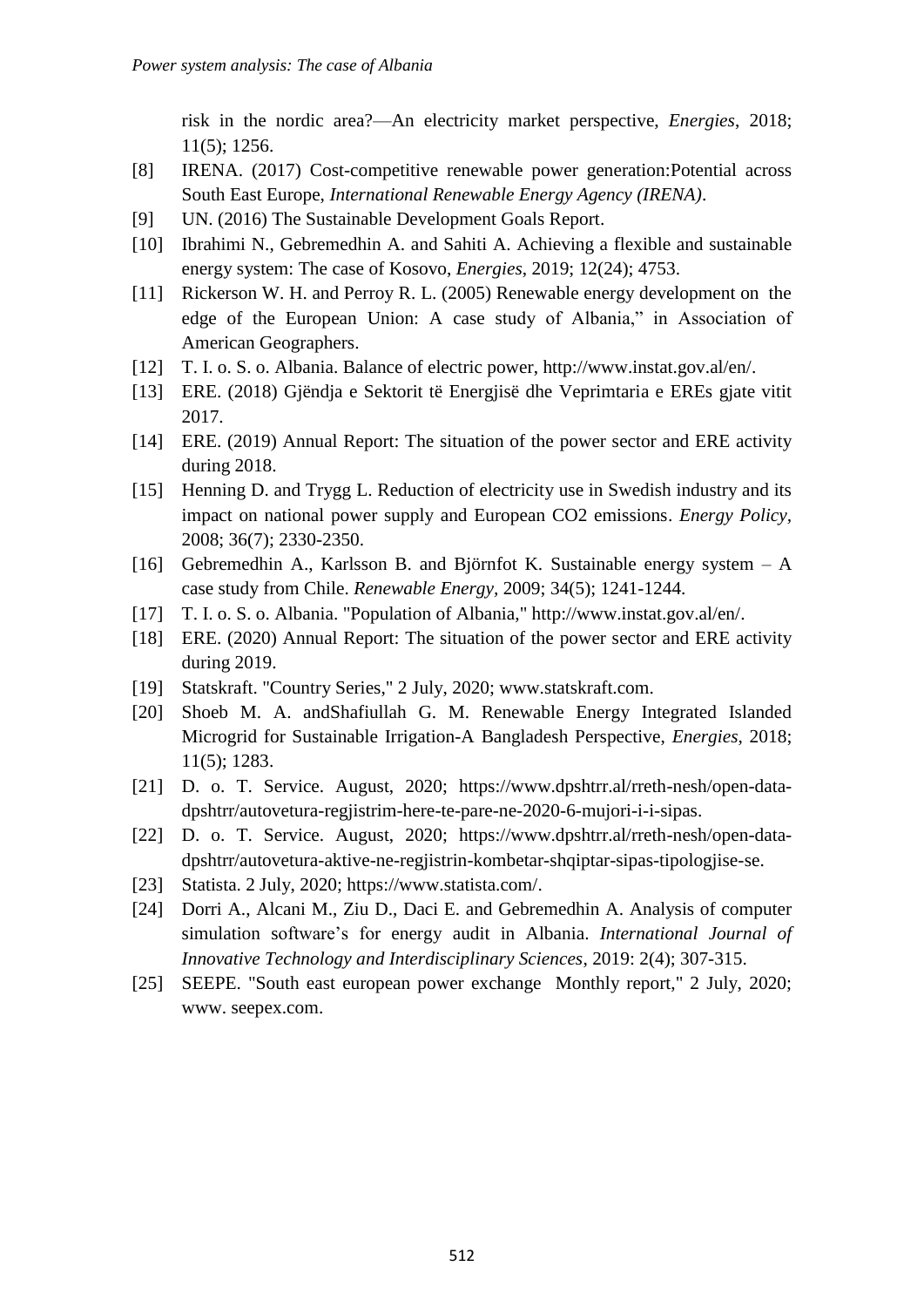risk in the nordic area?—An electricity market perspective, *Energies*, 2018; 11(5); 1256.

[8] IRENA. (2017) Cost-competitive renewable power generation:Potential across South East Europe, *International Renewable Energy Agency (IRENA)*.

[9] UN. (2016) The Sustainable Development Goals Report.

[10] Ibrahimi N., Gebremedhin A. and Sahiti A. Achieving a flexible and sustainable energy system: The case of Kosovo, *Energies*, 2019; 12(24); 4753.

[11] Rickerson W. H. and Perroy R. L. (2005) Renewable energy development on the edge of the European Union: A case study of Albania," in Association of American Geographers.

[12] T. I. o. S. o. Albania. Balance of electric power, http://www.instat.gov.al/en/.

[13] ERE. (2018) Gjëndja e Sektorit të Energjisë dhe Veprimtaria e EREs gjate vitit 2017.

[14] ERE. (2019) Annual Report: The situation of the power sector and ERE activity during 2018.

[15] Henning D. and Trygg L. Reduction of electricity use in Swedish industry and its impact on national power supply and European CO2 emissions. *Energy Policy*, 2008; 36(7); 2330-2350.

[16] Gebremedhin A., Karlsson B. and Björnfot K. Sustainable energy system – A case study from Chile. *Renewable Energy*, 2009; 34(5); 1241-1244.

[17] T. I. o. S. o. Albania. "Population of Albania," http://www.instat.gov.al/en/.

[18] ERE. (2020) Annual Report: The situation of the power sector and ERE activity during 2019.

[19] Statskraft. "Country Series," 2 July, 2020; www.statskraft.com.

[20] Shoeb M. A. andShafiullah G. M. Renewable Energy Integrated Islanded Microgrid for Sustainable Irrigation-A Bangladesh Perspective, *Energies*, 2018; 11(5); 1283.

[21] D. o. T. Service. August, 2020; https://www.dpshtrr.al/rreth-nesh/open-data-dpshtrr/autovetura-regjistrim-here-te-pare-ne-2020-6-mujori-i-i-sipas.

[22] D. o. T. Service. August, 2020; https://www.dpshtrr.al/rreth-nesh/open-data-dpshtrr/autovetura-aktive-ne-regjistrin-kombetar-shqiptar-sipas-tipologjise-se.

[23] Statista. 2 July, 2020; https://www.statista.com/.

[24] Dorri A., Alcani M., Ziu D., Daci E. and Gebremedhin A. Analysis of computer simulation software's for energy audit in Albania. *International Journal of Innovative Technology and Interdisciplinary Sciences*, 2019: 2(4); 307-315.

[25] SEEPE. "South east european power exchange Monthly report," 2 July, 2020; www. seepex.com.